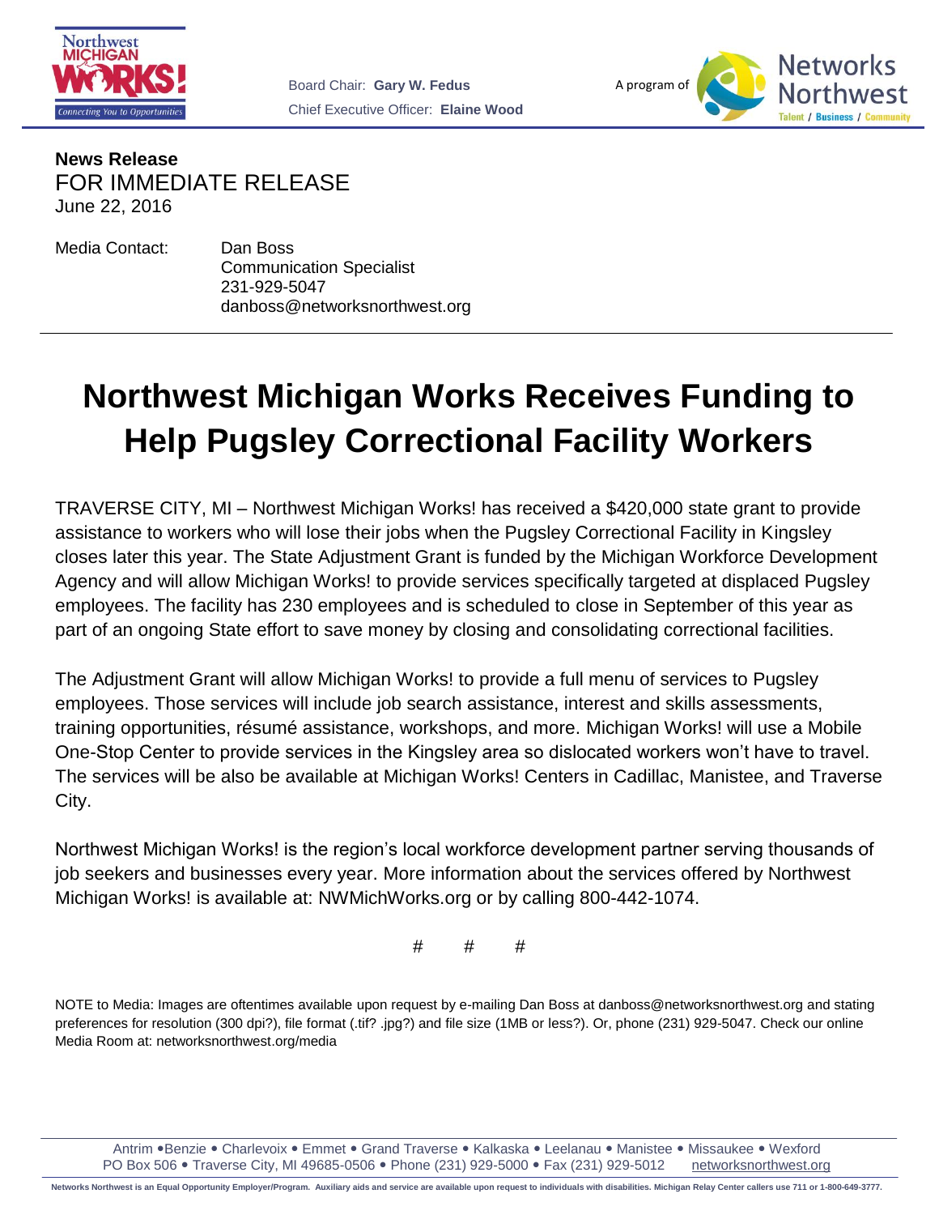Board Chair: **Gary W. Fedus**
Chief Executive Officer: **Elaine Wood**

A program of Networks Northwest

**News Release**
FOR IMMEDIATE RELEASE
June 22, 2016

Media Contact: Dan Boss
Communication Specialist
231-929-5047
danboss@networksnorthwest.org

# Northwest Michigan Works Receives Funding to Help Pugsley Correctional Facility Workers

TRAVERSE CITY, MI – Northwest Michigan Works! has received a $420,000 state grant to provide assistance to workers who will lose their jobs when the Pugsley Correctional Facility in Kingsley closes later this year. The State Adjustment Grant is funded by the Michigan Workforce Development Agency and will allow Michigan Works! to provide services specifically targeted at displaced Pugsley employees. The facility has 230 employees and is scheduled to close in September of this year as part of an ongoing State effort to save money by closing and consolidating correctional facilities.

The Adjustment Grant will allow Michigan Works! to provide a full menu of services to Pugsley employees. Those services will include job search assistance, interest and skills assessments, training opportunities, résumé assistance, workshops, and more. Michigan Works! will use a Mobile One-Stop Center to provide services in the Kingsley area so dislocated workers won't have to travel. The services will be also be available at Michigan Works! Centers in Cadillac, Manistee, and Traverse City.

Northwest Michigan Works! is the region's local workforce development partner serving thousands of job seekers and businesses every year. More information about the services offered by Northwest Michigan Works! is available at: NWMichWorks.org or by calling 800-442-1074.

# # #

NOTE to Media: Images are oftentimes available upon request by e-mailing Dan Boss at danboss@networksnorthwest.org and stating preferences for resolution (300 dpi?), file format (.tif? .jpg?) and file size (1MB or less?). Or, phone (231) 929-5047. Check our online Media Room at: networksnorthwest.org/media

Antrim • Benzie • Charlevoix • Emmet • Grand Traverse • Kalkaska • Leelanau • Manistee • Missaukee • Wexford
PO Box 506 • Traverse City, MI 49685-0506 • Phone (231) 929-5000 • Fax (231) 929-5012 networksnorthwest.org

Networks Northwest is an Equal Opportunity Employer/Program. Auxiliary aids and service are available upon request to individuals with disabilities. Michigan Relay Center callers use 711 or 1-800-649-3777.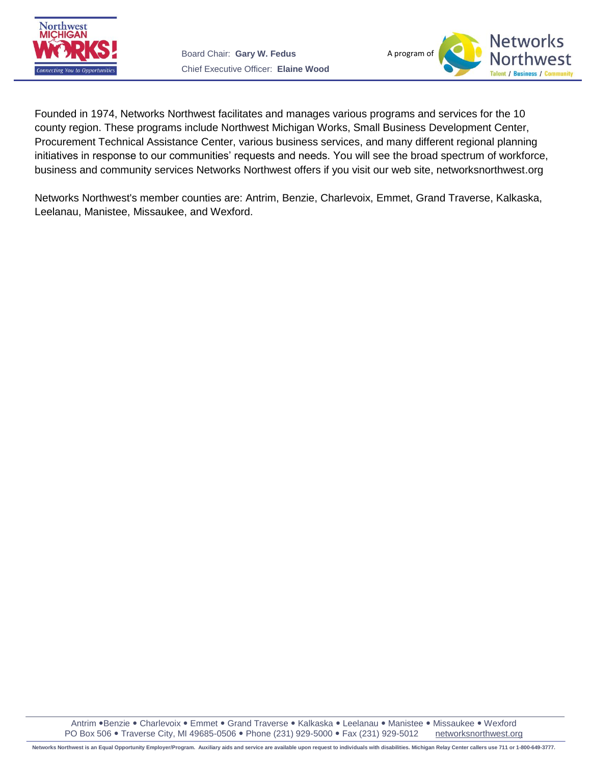Founded in 1974, Networks Northwest facilitates and manages various programs and services for the 10 county region. These programs include Northwest Michigan Works, Small Business Development Center, Procurement Technical Assistance Center, various business services, and many different regional planning initiatives in response to our communities' requests and needs. You will see the broad spectrum of workforce, business and community services Networks Northwest offers if you visit our web site, networksnorthwest.org

Networks Northwest's member counties are: Antrim, Benzie, Charlevoix, Emmet, Grand Traverse, Kalkaska, Leelanau, Manistee, Missaukee, and Wexford.